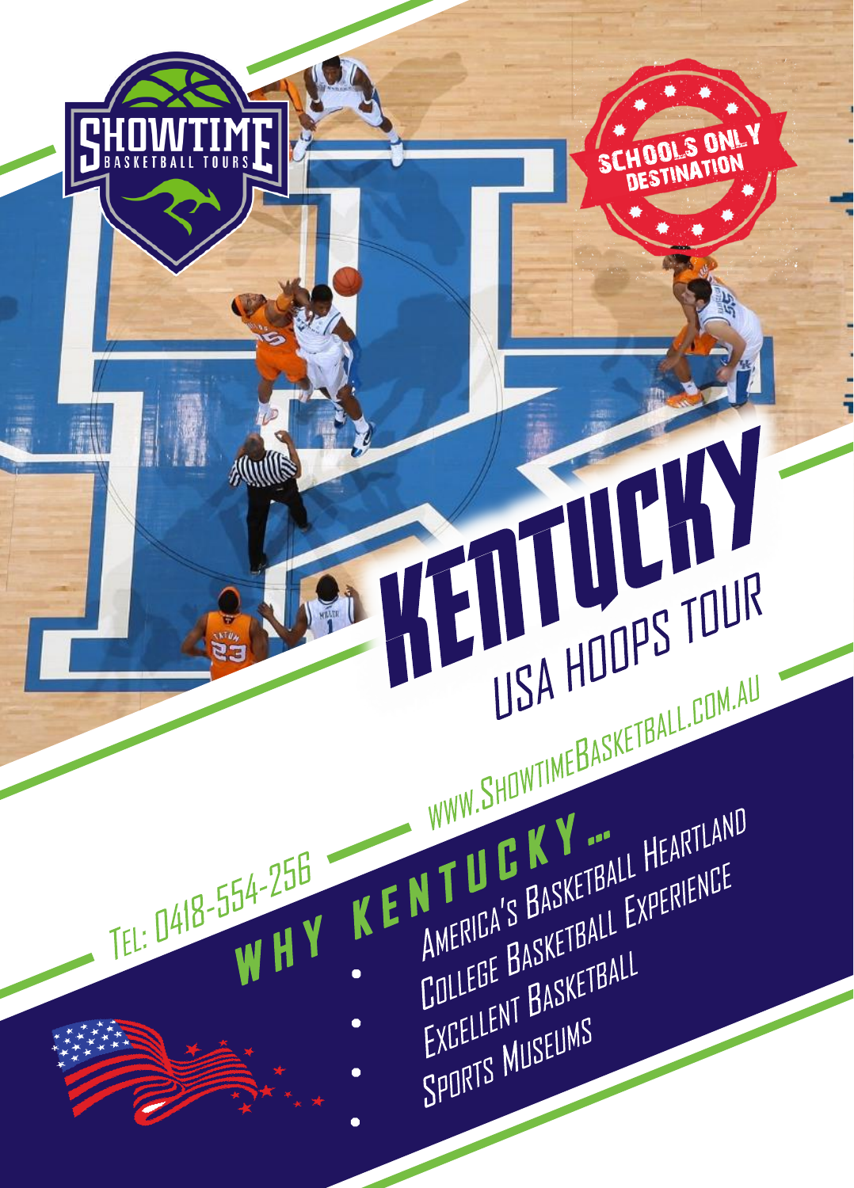SHOWTIME BASKETBALL TOURS

SCHOOLS ONLY DESTINATION

# KENTUCKY

## USA HOOPS TOUR

WWW.SHOWTIMEBASKETBALL.COM.AU

TEL: 0418-554-256

## WHY KENTUCKY...

- America's Basketball Heartland
- College Basketball Experience
- Excellent Basketball
- Sports Museums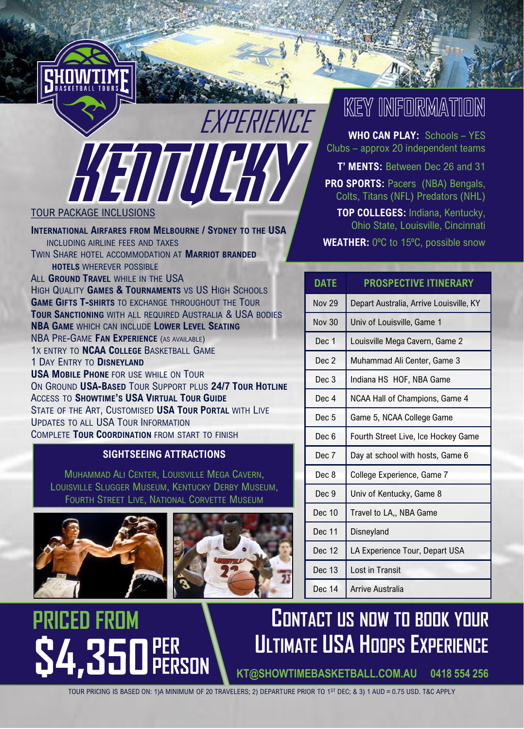# EXPERIENCE KENTUCKY

## KEY INFORMATION

**WHO CAN PLAY:** Schools – YES Clubs – approx 20 independent teams

**T' MENTS:** Between Dec 26 and 31

**PRO SPORTS:** Pacers (NBA) Bengals, Colts, Titans (NFL) Predators (NHL)

**TOP COLLEGES:** Indiana, Kentucky, Ohio State, Louisville, Cincinnati

**WEATHER:** 0ºC to 15ºC, possible snow

## TOUR PACKAGE INCLUSIONS

- **International Airfares from Melbourne / Sydney to the USA** including airline fees and taxes
- Twin Share hotel accommodation at **Marriot branded hotels** wherever possible
- All **Ground Travel** while in the USA
- High Quality **Games & Tournaments** vs US High Schools
- **Game Gifts T-shirts** to exchange throughout the Tour
- **Tour Sanctioning** with all required Australia & USA bodies
- **NBA Game** which can include **Lower Level Seating**
- NBA Pre-Game **Fan Experience** (as available)
- 1x entry to **NCAA College** Basketball Game
- 1 Day Entry to **Disneyland**
- **USA Mobile Phone** for use while on Tour
- On Ground **USA-Based** Tour Support plus **24/7 Tour Hotline**
- Access to **Showtime's USA Virtual Tour Guide**
- State of the Art, Customised **USA Tour Portal** with Live Updates to all USA Tour Information
- Complete **Tour Coordination** from start to finish

### SIGHTSEEING ATTRACTIONS

Muhammad Ali Center, Louisville Mega Cavern, Louisville Slugger Museum, Kentucky Derby Museum, Fourth Street Live, National Corvette Museum

| DATE | PROSPECTIVE ITINERARY |
| --- | --- |
| Nov 29 | Depart Australia, Arrive Louisville, KY |
| Nov 30 | Univ of Louisville, Game 1 |
| Dec 1 | Louisville Mega Cavern, Game 2 |
| Dec 2 | Muhammad Ali Center, Game 3 |
| Dec 3 | Indiana HS HOF, NBA Game |
| Dec 4 | NCAA Hall of Champions, Game 4 |
| Dec 5 | Game 5, NCAA College Game |
| Dec 6 | Fourth Street Live, Ice Hockey Game |
| Dec 7 | Day at school with hosts, Game 6 |
| Dec 8 | College Experience, Game 7 |
| Dec 9 | Univ of Kentucky, Game 8 |
| Dec 10 | Travel to LA,, NBA Game |
| Dec 11 | Disneyland |
| Dec 12 | LA Experience Tour, Depart USA |
| Dec 13 | Lost in Transit |
| Dec 14 | Arrive Australia |

## PRICED FROM $4,350 PER PERSON

## Contact us now to book your Ultimate USA Hoops Experience

KT@SHOWTIMEBASKETBALL.COM.AU 0418 554 256

TOUR PRICING IS BASED ON: 1)A MINIMUM OF 20 TRAVELERS; 2) DEPARTURE PRIOR TO 1ST DEC; & 3) 1 AUD = 0.75 USD. T&C APPLY